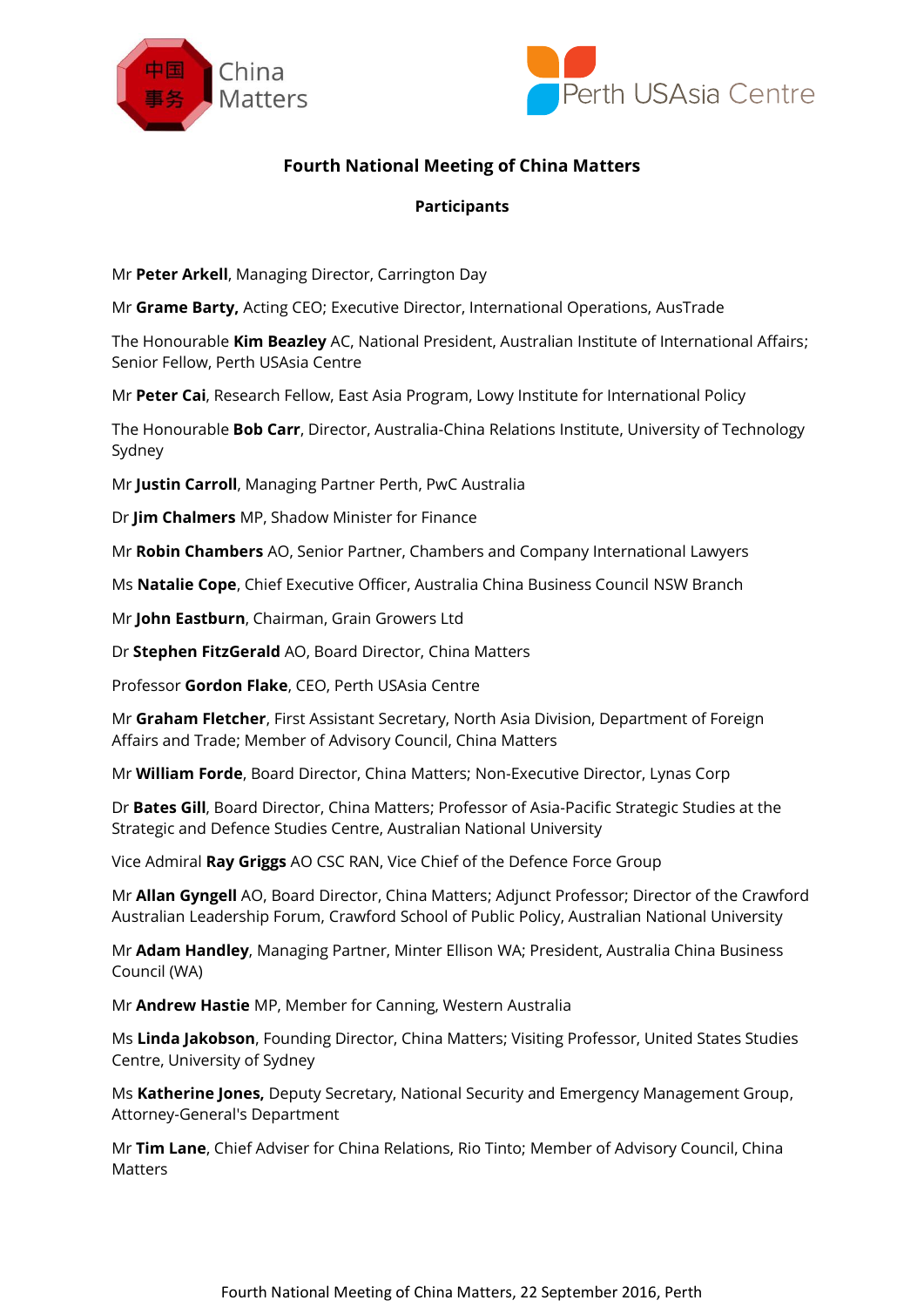China Matters

Perth USAsia Centre

# Fourth National Meeting of China Matters

## Participants

Mr **Peter Arkell**, Managing Director, Carrington Day

Mr **Grame Barty,** Acting CEO; Executive Director, International Operations, AusTrade

The Honourable **Kim Beazley** AC, National President, Australian Institute of International Affairs; Senior Fellow, Perth USAsia Centre

Mr **Peter Cai**, Research Fellow, East Asia Program, Lowy Institute for International Policy

The Honourable **Bob Carr**, Director, Australia-China Relations Institute, University of Technology Sydney

Mr **Justin Carroll**, Managing Partner Perth, PwC Australia

Dr **Jim Chalmers** MP, Shadow Minister for Finance

Mr **Robin Chambers** AO, Senior Partner, Chambers and Company International Lawyers

Ms **Natalie Cope**, Chief Executive Officer, Australia China Business Council NSW Branch

Mr **John Eastburn**, Chairman, Grain Growers Ltd

Dr **Stephen FitzGerald** AO, Board Director, China Matters

Professor **Gordon Flake**, CEO, Perth USAsia Centre

Mr **Graham Fletcher**, First Assistant Secretary, North Asia Division, Department of Foreign Affairs and Trade; Member of Advisory Council, China Matters

Mr **William Forde**, Board Director, China Matters; Non-Executive Director, Lynas Corp

Dr **Bates Gill**, Board Director, China Matters; Professor of Asia-Pacific Strategic Studies at the Strategic and Defence Studies Centre, Australian National University

Vice Admiral **Ray Griggs** AO CSC RAN, Vice Chief of the Defence Force Group

Mr **Allan Gyngell** AO, Board Director, China Matters; Adjunct Professor; Director of the Crawford Australian Leadership Forum, Crawford School of Public Policy, Australian National University

Mr **Adam Handley**, Managing Partner, Minter Ellison WA; President, Australia China Business Council (WA)

Mr **Andrew Hastie** MP, Member for Canning, Western Australia

Ms **Linda Jakobson**, Founding Director, China Matters; Visiting Professor, United States Studies Centre, University of Sydney

Ms **Katherine Jones,** Deputy Secretary, National Security and Emergency Management Group, Attorney-General's Department

Mr **Tim Lane**, Chief Adviser for China Relations, Rio Tinto; Member of Advisory Council, China Matters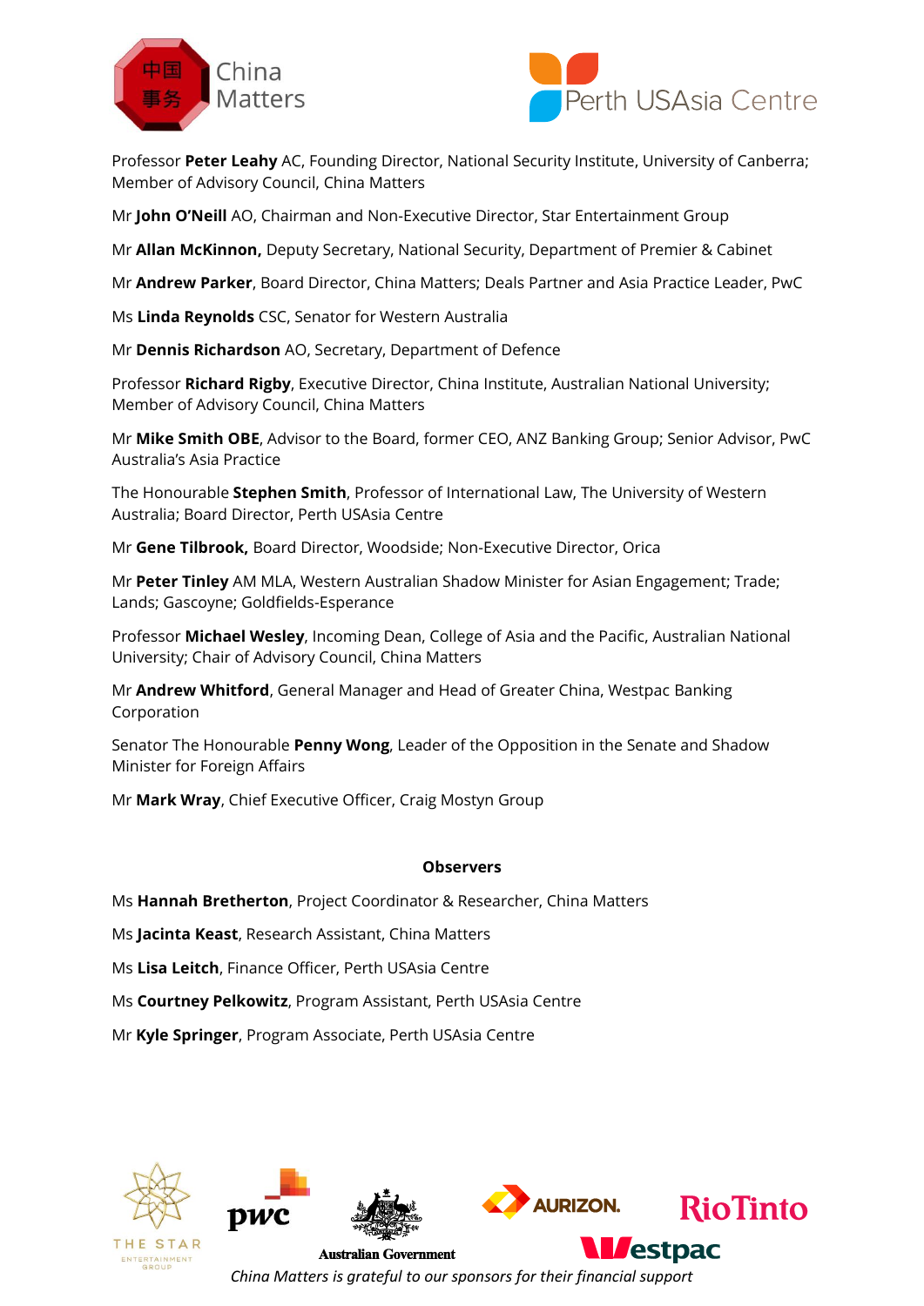Professor **Peter Leahy** AC, Founding Director, National Security Institute, University of Canberra; Member of Advisory Council, China Matters

Mr **John O'Neill** AO, Chairman and Non-Executive Director, Star Entertainment Group

Mr **Allan McKinnon,** Deputy Secretary, National Security, Department of Premier & Cabinet

Mr **Andrew Parker**, Board Director, China Matters; Deals Partner and Asia Practice Leader, PwC

Ms **Linda Reynolds** CSC, Senator for Western Australia

Mr **Dennis Richardson** AO, Secretary, Department of Defence

Professor **Richard Rigby**, Executive Director, China Institute, Australian National University; Member of Advisory Council, China Matters

Mr **Mike Smith OBE**, Advisor to the Board, former CEO, ANZ Banking Group; Senior Advisor, PwC Australia's Asia Practice

The Honourable **Stephen Smith**, Professor of International Law, The University of Western Australia; Board Director, Perth USAsia Centre

Mr **Gene Tilbrook,** Board Director, Woodside; Non-Executive Director, Orica

Mr **Peter Tinley** AM MLA, Western Australian Shadow Minister for Asian Engagement; Trade; Lands; Gascoyne; Goldfields-Esperance

Professor **Michael Wesley**, Incoming Dean, College of Asia and the Pacific, Australian National University; Chair of Advisory Council, China Matters

Mr **Andrew Whitford**, General Manager and Head of Greater China, Westpac Banking Corporation

Senator The Honourable **Penny Wong**, Leader of the Opposition in the Senate and Shadow Minister for Foreign Affairs

Mr **Mark Wray**, Chief Executive Officer, Craig Mostyn Group

**Observers**

Ms **Hannah Bretherton**, Project Coordinator & Researcher, China Matters

Ms **Jacinta Keast**, Research Assistant, China Matters

Ms **Lisa Leitch**, Finance Officer, Perth USAsia Centre

Ms **Courtney Pelkowitz**, Program Assistant, Perth USAsia Centre

Mr **Kyle Springer**, Program Associate, Perth USAsia Centre

*China Matters is grateful to our sponsors for their financial support*